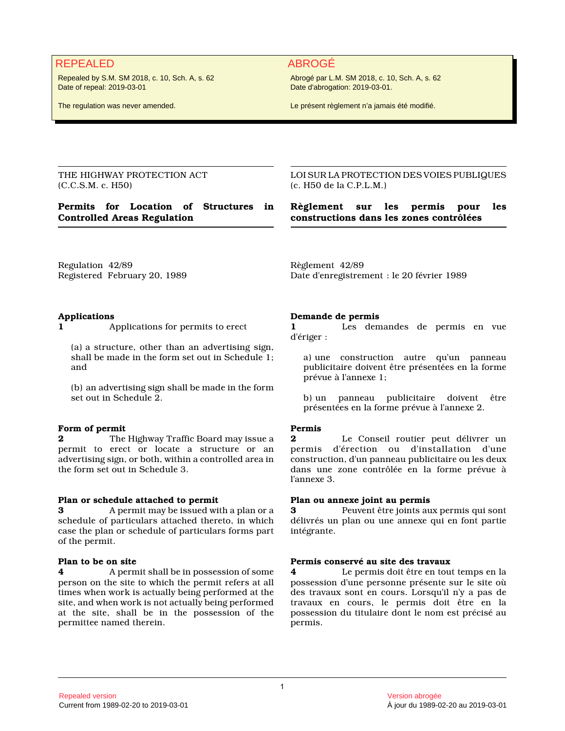REPEALED

Repealed by S.M. SM 2018, c. 10, Sch. A, s. 62
Date of repeal: 2019-03-01

The regulation was never amended.

ABROGÉ

Abrogé par L.M. SM 2018, c. 10, Sch. A, s. 62
Date d'abrogation: 2019-03-01.

Le présent règlement n'a jamais été modifié.

THE HIGHWAY PROTECTION ACT
(C.C.S.M. c. H50)

# Permits for Location of Structures in Controlled Areas Regulation

Regulation 42/89
Registered February 20, 1989

**Applications**

**1** Applications for permits to erect

(a) a structure, other than an advertising sign, shall be made in the form set out in Schedule 1; and

(b) an advertising sign shall be made in the form set out in Schedule 2.

**Form of permit**

**2** The Highway Traffic Board may issue a permit to erect or locate a structure or an advertising sign, or both, within a controlled area in the form set out in Schedule 3.

**Plan or schedule attached to permit**

**3** A permit may be issued with a plan or a schedule of particulars attached thereto, in which case the plan or schedule of particulars forms part of the permit.

**Plan to be on site**

**4** A permit shall be in possession of some person on the site to which the permit refers at all times when work is actually being performed at the site, and when work is not actually being performed at the site, shall be in the possession of the permittee named therein.

LOI SUR LA PROTECTION DES VOIES PUBLIQUES
(c. H50 de la C.P.L.M.)

# Règlement sur les permis pour les constructions dans les zones contrôlées

Règlement 42/89
Date d'enregistrement : le 20 février 1989

**Demande de permis**

**1** Les demandes de permis en vue d'ériger :

a) une construction autre qu'un panneau publicitaire doivent être présentées en la forme prévue à l'annexe 1;

b) un panneau publicitaire doivent être présentées en la forme prévue à l'annexe 2.

**Permis**

**2** Le Conseil routier peut délivrer un permis d'érection ou d'installation d'une construction, d'un panneau publicitaire ou les deux dans une zone contrôlée en la forme prévue à l'annexe 3.

**Plan ou annexe joint au permis**

**3** Peuvent être joints aux permis qui sont délivrés un plan ou une annexe qui en font partie intégrante.

**Permis conservé au site des travaux**

**4** Le permis doit être en tout temps en la possession d'une personne présente sur le site où des travaux sont en cours. Lorsqu'il n'y a pas de travaux en cours, le permis doit être en la possession du titulaire dont le nom est précisé au permis.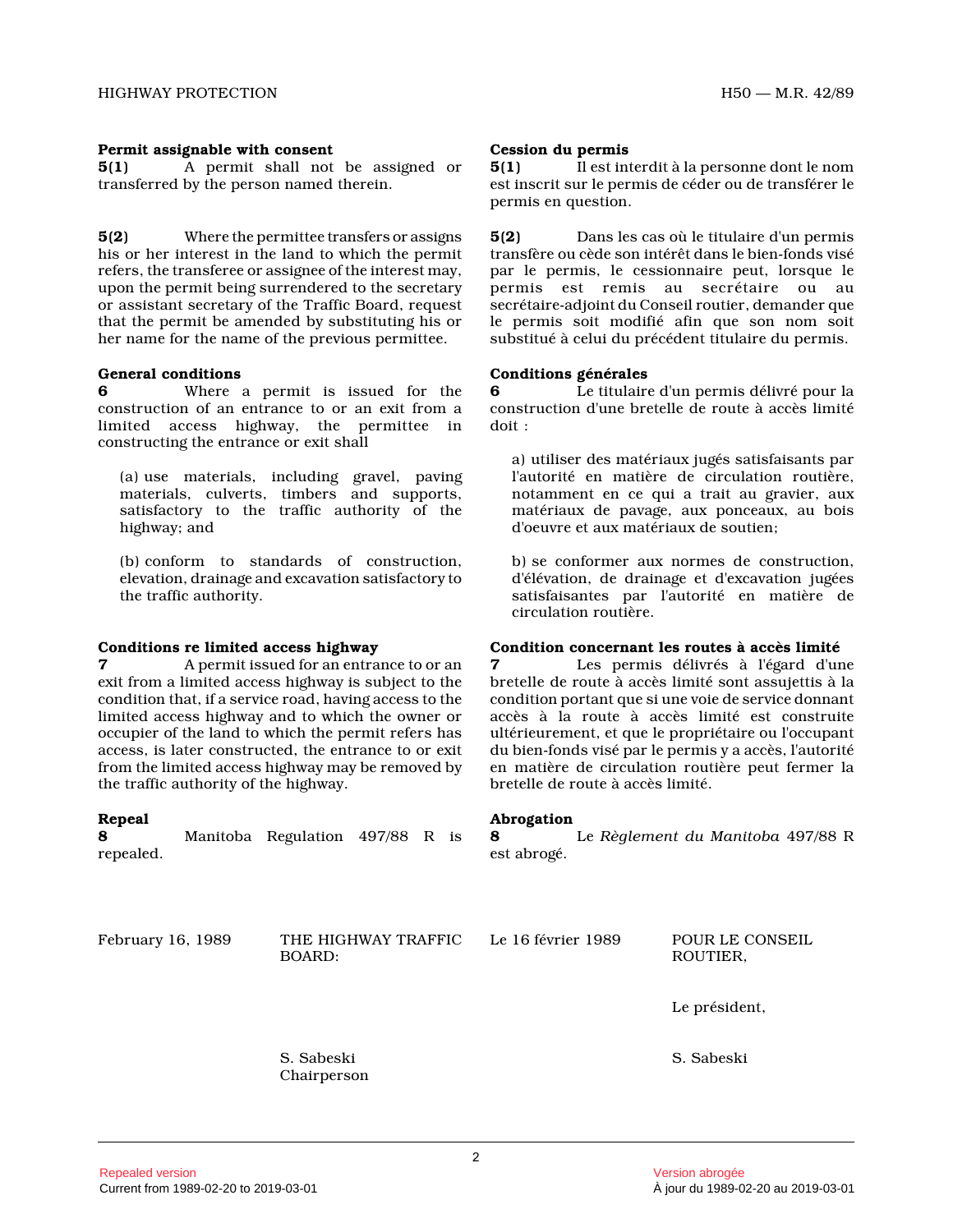**Permit assignable with consent**

**5(1)** A permit shall not be assigned or transferred by the person named therein.

**5(2)** Where the permittee transfers or assigns his or her interest in the land to which the permit refers, the transferee or assignee of the interest may, upon the permit being surrendered to the secretary or assistant secretary of the Traffic Board, request that the permit be amended by substituting his or her name for the name of the previous permittee.

**General conditions**

**6** Where a permit is issued for the construction of an entrance to or an exit from a limited access highway, the permittee in constructing the entrance or exit shall

(a) use materials, including gravel, paving materials, culverts, timbers and supports, satisfactory to the traffic authority of the highway; and

(b) conform to standards of construction, elevation, drainage and excavation satisfactory to the traffic authority.

**Conditions re limited access highway**

**7** A permit issued for an entrance to or an exit from a limited access highway is subject to the condition that, if a service road, having access to the limited access highway and to which the owner or occupier of the land to which the permit refers has access, is later constructed, the entrance to or exit from the limited access highway may be removed by the traffic authority of the highway.

**Repeal**

**8** Manitoba Regulation 497/88 R is repealed.

February 16, 1989

THE HIGHWAY TRAFFIC BOARD:

S. Sabeski
Chairperson

**Cession du permis**

**5(1)** Il est interdit à la personne dont le nom est inscrit sur le permis de céder ou de transférer le permis en question.

**5(2)** Dans les cas où le titulaire d'un permis transfère ou cède son intérêt dans le bien-fonds visé par le permis, le cessionnaire peut, lorsque le permis est remis au secrétaire ou au secrétaire-adjoint du Conseil routier, demander que le permis soit modifié afin que son nom soit substitué à celui du précédent titulaire du permis.

**Conditions générales**

**6** Le titulaire d'un permis délivré pour la construction d'une bretelle de route à accès limité doit :

a) utiliser des matériaux jugés satisfaisants par l'autorité en matière de circulation routière, notamment en ce qui a trait au gravier, aux matériaux de pavage, aux ponceaux, au bois d'oeuvre et aux matériaux de soutien;

b) se conformer aux normes de construction, d'élévation, de drainage et d'excavation jugées satisfaisantes par l'autorité en matière de circulation routière.

**Condition concernant les routes à accès limité**

**7** Les permis délivrés à l'égard d'une bretelle de route à accès limité sont assujettis à la condition portant que si une voie de service donnant accès à la route à accès limité est construite ultérieurement, et que le propriétaire ou l'occupant du bien-fonds visé par le permis y a accès, l'autorité en matière de circulation routière peut fermer la bretelle de route à accès limité.

**Abrogation**

**8** Le *Règlement du Manitoba* 497/88 R est abrogé.

Le 16 février 1989

POUR LE CONSEIL ROUTIER,

Le président,

S. Sabeski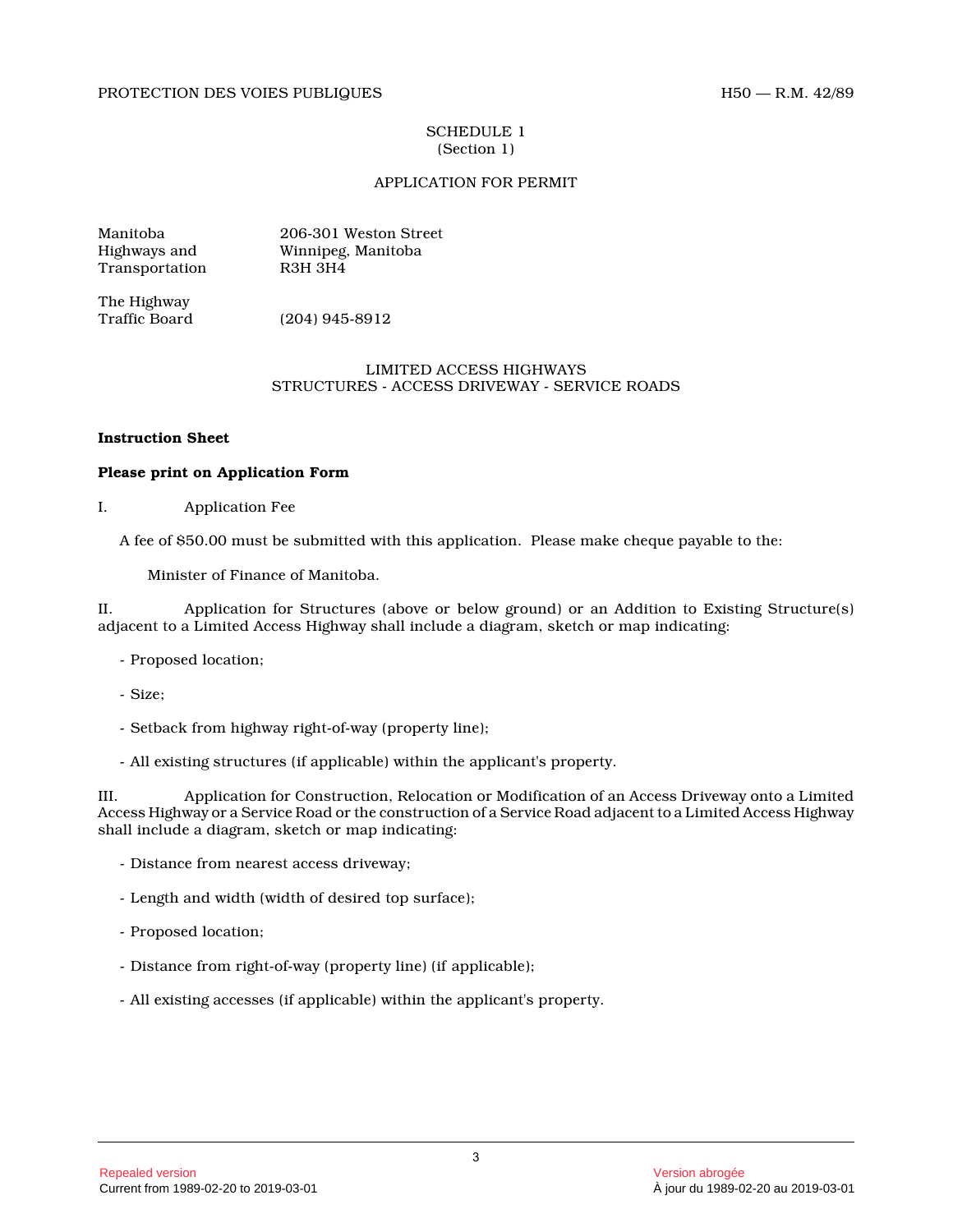SCHEDULE 1
(Section 1)

APPLICATION FOR PERMIT

| | |
|---|---|
| Manitoba Highways and Transportation | 206-301 Weston Street<br>Winnipeg, Manitoba<br>R3H 3H4 |
| The Highway Traffic Board | (204) 945-8912 |

LIMITED ACCESS HIGHWAYS
STRUCTURES - ACCESS DRIVEWAY - SERVICE ROADS

**Instruction Sheet**

**Please print on Application Form**

I. Application Fee

A fee of $50.00 must be submitted with this application. Please make cheque payable to the:

Minister of Finance of Manitoba.

II. Application for Structures (above or below ground) or an Addition to Existing Structure(s) adjacent to a Limited Access Highway shall include a diagram, sketch or map indicating:

- Proposed location;
- Size;
- Setback from highway right-of-way (property line);
- All existing structures (if applicable) within the applicant's property.

III. Application for Construction, Relocation or Modification of an Access Driveway onto a Limited Access Highway or a Service Road or the construction of a Service Road adjacent to a Limited Access Highway shall include a diagram, sketch or map indicating:

- Distance from nearest access driveway;
- Length and width (width of desired top surface);
- Proposed location;
- Distance from right-of-way (property line) (if applicable);
- All existing accesses (if applicable) within the applicant's property.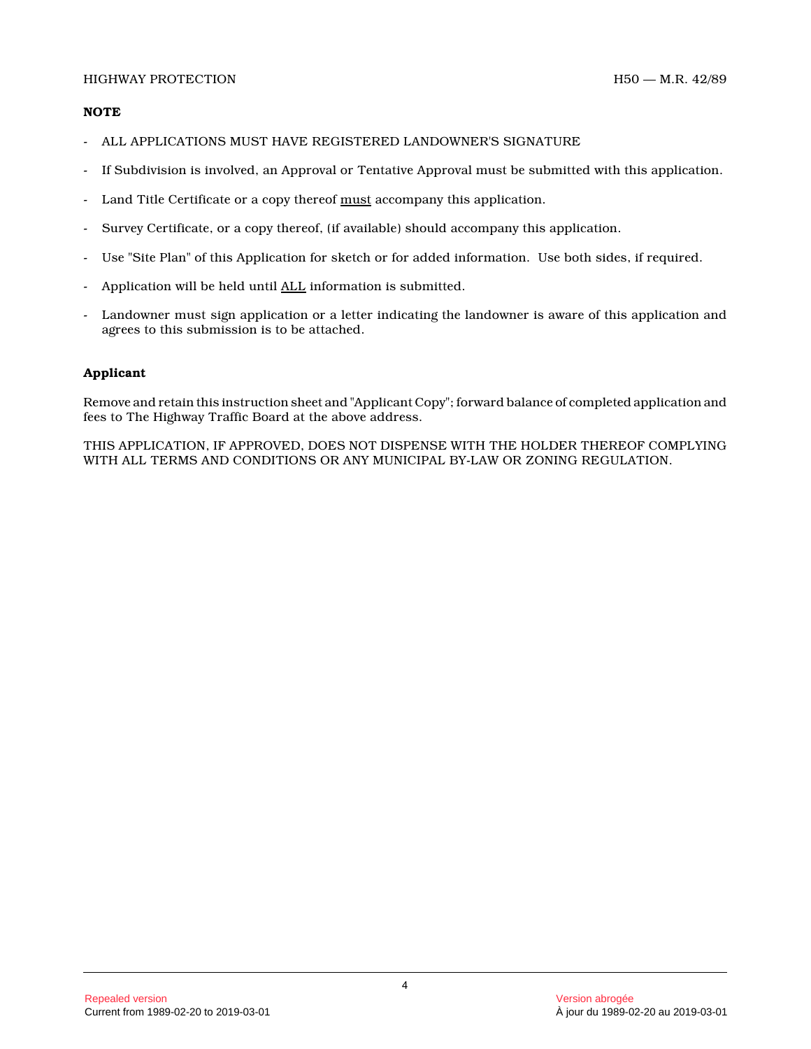**NOTE**

- ALL APPLICATIONS MUST HAVE REGISTERED LANDOWNER'S SIGNATURE
- If Subdivision is involved, an Approval or Tentative Approval must be submitted with this application.
- Land Title Certificate or a copy thereof <u>must</u> accompany this application.
- Survey Certificate, or a copy thereof, (if available) should accompany this application.
- Use "Site Plan" of this Application for sketch or for added information. Use both sides, if required.
- Application will be held until <u>ALL</u> information is submitted.
- Landowner must sign application or a letter indicating the landowner is aware of this application and agrees to this submission is to be attached.

**Applicant**

Remove and retain this instruction sheet and "Applicant Copy"; forward balance of completed application and fees to The Highway Traffic Board at the above address.

THIS APPLICATION, IF APPROVED, DOES NOT DISPENSE WITH THE HOLDER THEREOF COMPLYING WITH ALL TERMS AND CONDITIONS OR ANY MUNICIPAL BY-LAW OR ZONING REGULATION.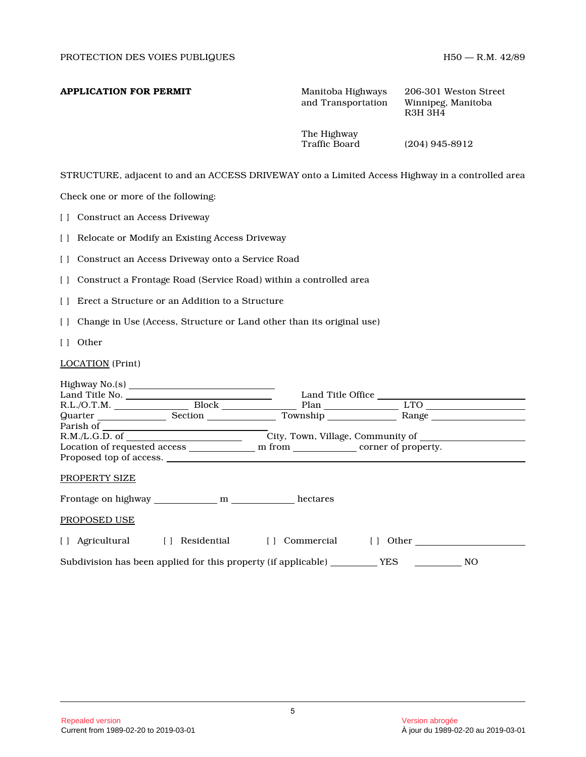**APPLICATION FOR PERMIT**

Manitoba Highways and Transportation
206-301 Weston Street
Winnipeg, Manitoba
R3H 3H4

The Highway Traffic Board
(204) 945-8912

STRUCTURE, adjacent to and an ACCESS DRIVEWAY onto a Limited Access Highway in a controlled area

Check one or more of the following:

[ ] Construct an Access Driveway

[ ] Relocate or Modify an Existing Access Driveway

[ ] Construct an Access Driveway onto a Service Road

[ ] Construct a Frontage Road (Service Road) within a controlled area

[ ] Erect a Structure or an Addition to a Structure

[ ] Change in Use (Access, Structure or Land other than its original use)

[ ] Other

<u>LOCATION</u> (Print)

Highway No.(s) ______________________________
Land Title No. ______________________________ Land Title Office ______________________________
R.L./O.T.M. ______________ Block ______________ Plan ______________ LTO ______________
Quarter ______________ Section ______________ Township ______________ Range ______________
Parish of ______________________________
R.M./L.G.D. of ______________________________ City, Town, Village, Community of ______________________________
Location of requested access ______________ m from ______________ corner of property.
Proposed top of access. ______________________________

<u>PROPERTY SIZE</u>

Frontage on highway ______________ m ______________ hectares

<u>PROPOSED USE</u>

[ ] Agricultural [ ] Residential [ ] Commercial [ ] Other ______________

Subdivision has been applied for this property (if applicable) __________ YES __________ NO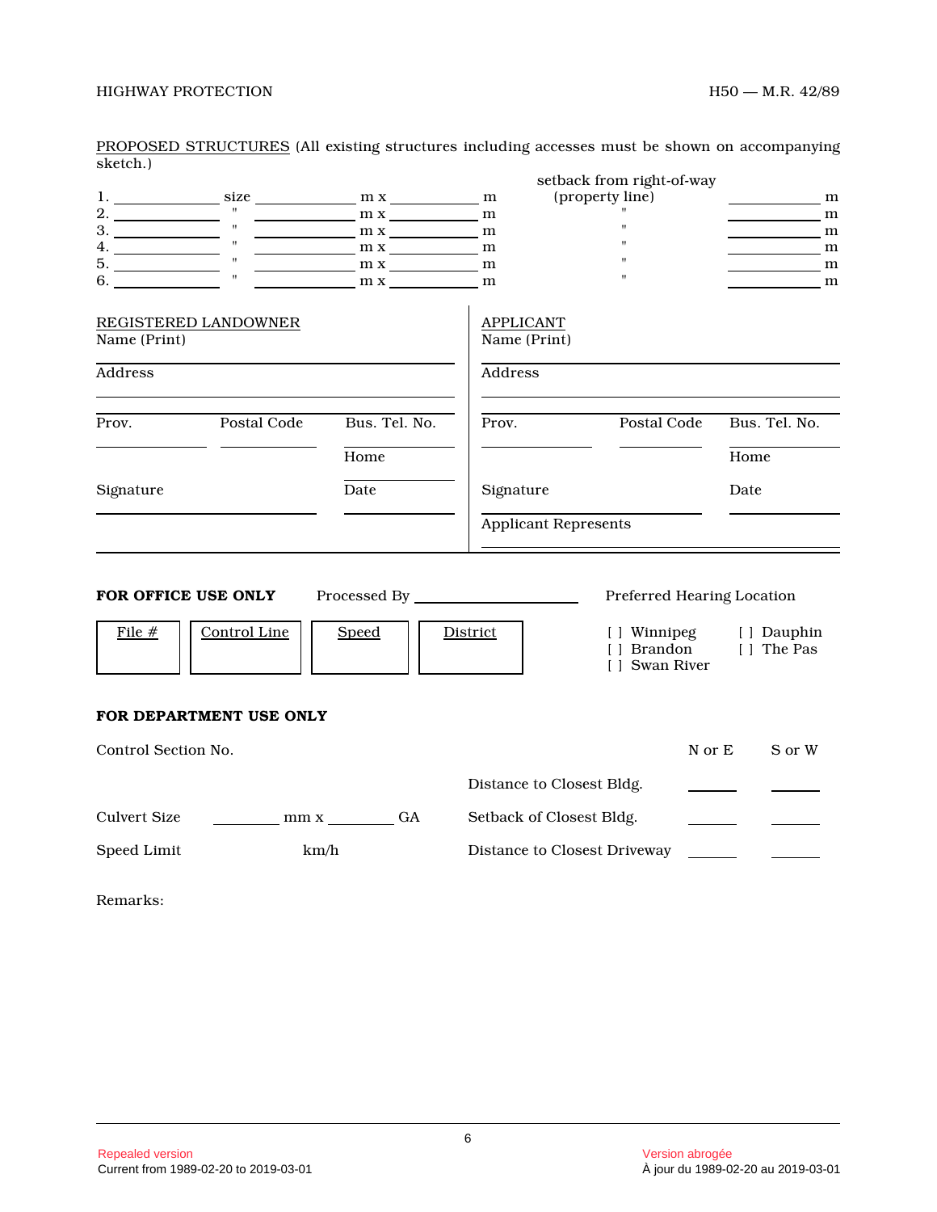PROPOSED STRUCTURES (All existing structures including accesses must be shown on accompanying sketch.)

| | | | | setback from right-of-way (property line) | |
|---|---|---|---|---|---|
| 1. ______ | size ______ | m x ______ | m | | ______ m |
| 2. ______ | " ______ | m x ______ | m | " | ______ m |
| 3. ______ | " ______ | m x ______ | m | " | ______ m |
| 4. ______ | " ______ | m x ______ | m | " | ______ m |
| 5. ______ | " ______ | m x ______ | m | " | ______ m |
| 6. ______ | " ______ | m x ______ | m | " | ______ m |

REGISTERED LANDOWNER

Name (Print) ______

Address ______

Prov. ______ Postal Code ______ Bus. Tel. No. ______

Home ______

Signature ______ Date ______

APPLICANT

Name (Print) ______

Address ______

Prov. ______ Postal Code ______ Bus. Tel. No. ______

Home ______

Signature ______ Date ______

Applicant Represents ______

**FOR OFFICE USE ONLY** Processed By ______

| File # | Control Line | Speed | District |
|---|---|---|---|
| | | | |

Preferred Hearing Location

[ ] Winnipeg
[ ] Brandon
[ ] Swan River
[ ] Dauphin
[ ] The Pas

**FOR DEPARTMENT USE ONLY**

Control Section No.

Culvert Size ______ mm x ______ GA

Speed Limit ______ km/h

| | N or E | S or W |
|---|---|---|
| Distance to Closest Bldg. | ______ | ______ |
| Setback of Closest Bldg. | ______ | ______ |
| Distance to Closest Driveway | ______ | ______ |

Remarks: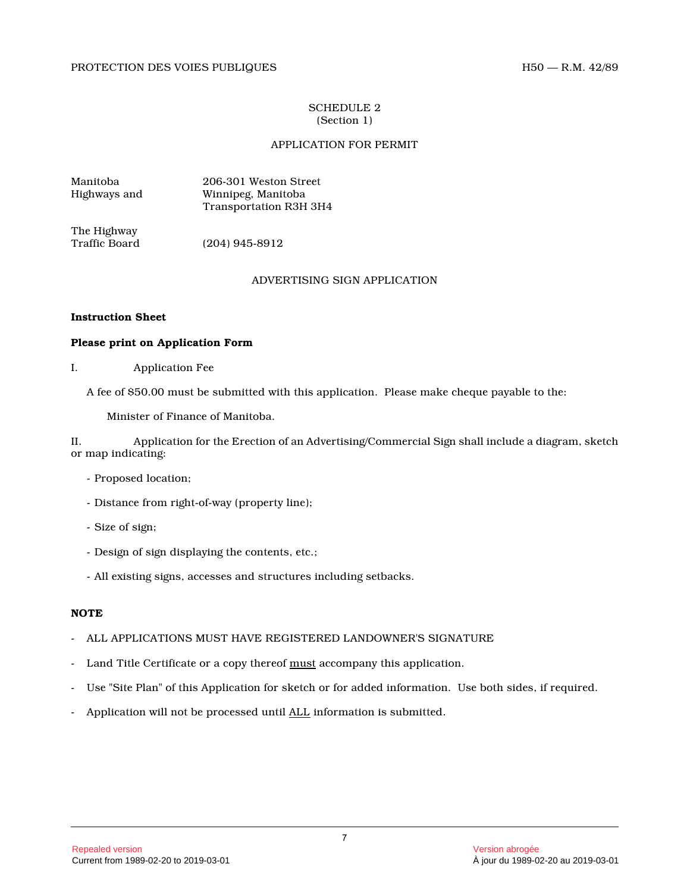SCHEDULE 2
(Section 1)

APPLICATION FOR PERMIT

| | |
|---|---|
| Manitoba Highways and | 206-301 Weston Street Winnipeg, Manitoba Transportation R3H 3H4 |
| The Highway Traffic Board | (204) 945-8912 |

ADVERTISING SIGN APPLICATION

**Instruction Sheet**

**Please print on Application Form**

I. Application Fee

A fee of $50.00 must be submitted with this application. Please make cheque payable to the:

Minister of Finance of Manitoba.

II. Application for the Erection of an Advertising/Commercial Sign shall include a diagram, sketch or map indicating:

- Proposed location;
- Distance from right-of-way (property line);
- Size of sign;
- Design of sign displaying the contents, etc.;
- All existing signs, accesses and structures including setbacks.

**NOTE**

- ALL APPLICATIONS MUST HAVE REGISTERED LANDOWNER'S SIGNATURE
- Land Title Certificate or a copy thereof must accompany this application.
- Use "Site Plan" of this Application for sketch or for added information. Use both sides, if required.
- Application will not be processed until ALL information is submitted.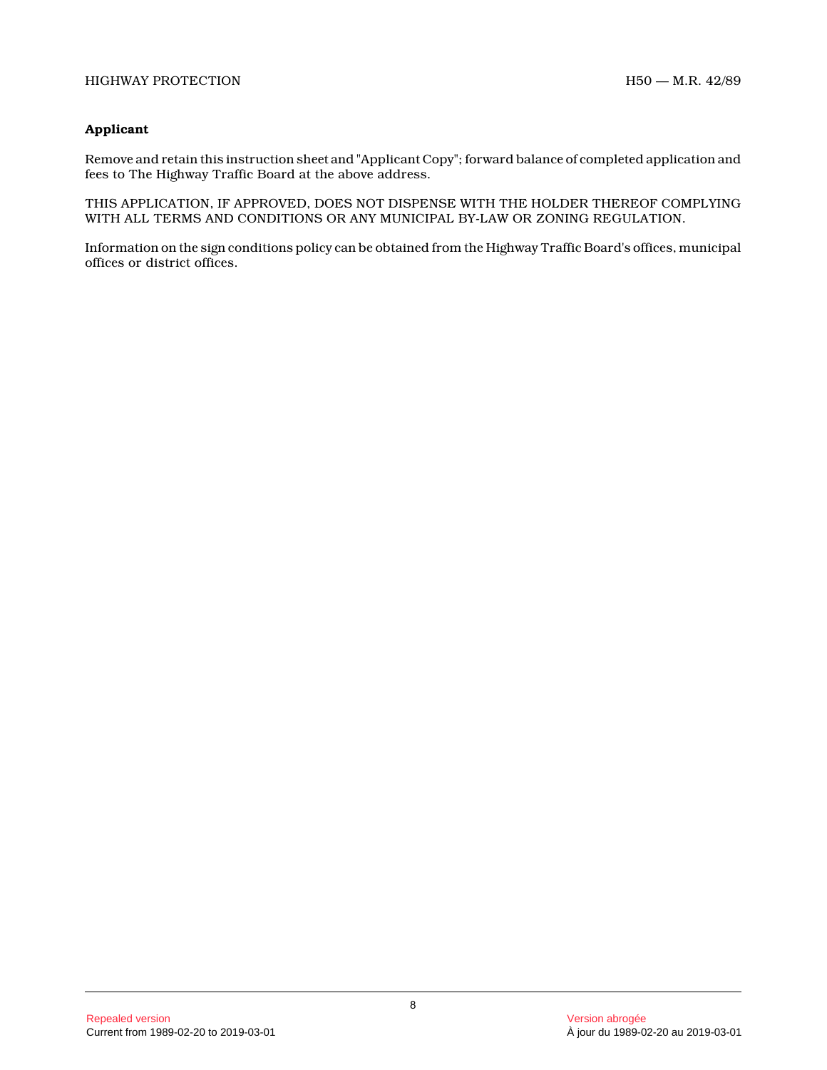**Applicant**

Remove and retain this instruction sheet and "Applicant Copy"; forward balance of completed application and fees to The Highway Traffic Board at the above address.

THIS APPLICATION, IF APPROVED, DOES NOT DISPENSE WITH THE HOLDER THEREOF COMPLYING WITH ALL TERMS AND CONDITIONS OR ANY MUNICIPAL BY-LAW OR ZONING REGULATION.

Information on the sign conditions policy can be obtained from the Highway Traffic Board's offices, municipal offices or district offices.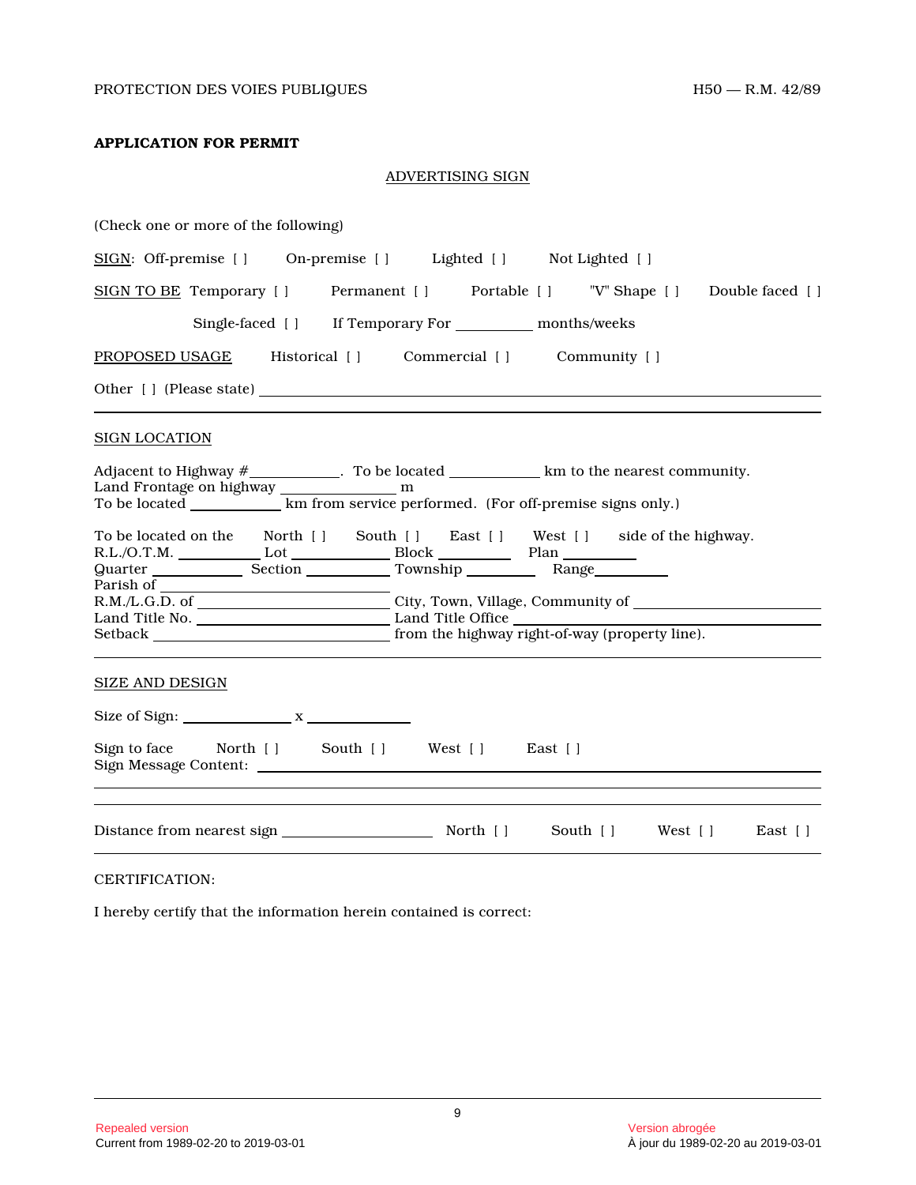**APPLICATION FOR PERMIT**

ADVERTISING SIGN

(Check one or more of the following)

SIGN: Off-premise [ ] On-premise [ ] Lighted [ ] Not Lighted [ ]

SIGN TO BE Temporary [ ] Permanent [ ] Portable [ ] "V" Shape [ ] Double faced [ ]

Single-faced [ ] If Temporary For __________ months/weeks

PROPOSED USAGE Historical [ ] Commercial [ ] Community [ ]

Other [ ] (Please state) ____________________________________________

---

SIGN LOCATION

Adjacent to Highway #___________. To be located ___________ km to the nearest community.
Land Frontage on highway ______________ m
To be located ___________ km from service performed. (For off-premise signs only.)

To be located on the North [ ] South [ ] East [ ] West [ ] side of the highway.
R.L./O.T.M. __________ Lot ____________ Block _________ Plan _________
Quarter ___________ Section ___________ Township _________ Range_________
Parish of _____________________________
R.M./L.G.D. of ________________________ City, Town, Village, Community of ____________________
Land Title No. ________________________ Land Title Office ____________________
Setback ______________________________ from the highway right-of-way (property line).

---

SIZE AND DESIGN

Size of Sign: _____________ x _____________

Sign to face North [ ] South [ ] West [ ] East [ ]
Sign Message Content: ____________________________________________

---

Distance from nearest sign __________________ North [ ] South [ ] West [ ] East [ ]

---

CERTIFICATION:

I hereby certify that the information herein contained is correct: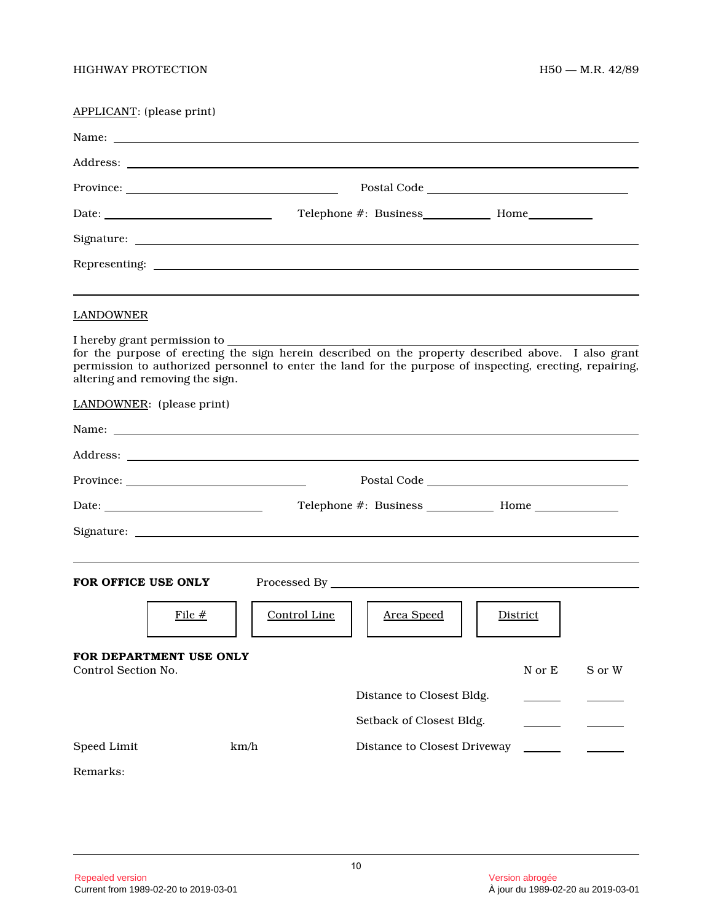APPLICANT: (please print)

Name: ______________________________________________

Address: ______________________________________________

Province: ____________________ Postal Code ____________________

Date: ____________________ Telephone #: Business __________ Home __________

Signature: ______________________________________________

Representing: ______________________________________________

---

LANDOWNER

I hereby grant permission to ______________________________________________ for the purpose of erecting the sign herein described on the property described above. I also grant permission to authorized personnel to enter the land for the purpose of inspecting, erecting, repairing, altering and removing the sign.

LANDOWNER: (please print)

Name: ______________________________________________

Address: ______________________________________________

Province: ____________________ Postal Code ____________________

Date: ____________________ Telephone #: Business __________ Home __________

Signature: ______________________________________________

---

**FOR OFFICE USE ONLY** Processed By ______________________________

| File # | Control Line | Area Speed | District |
|---|---|---|---|
| | | | |

**FOR DEPARTMENT USE ONLY**

Control Section No.

| | N or E | S or W |
|---|---|---|
| Distance to Closest Bldg. | ______ | ______ |
| Setback of Closest Bldg. | ______ | ______ |
| Distance to Closest Driveway | ______ | ______ |

Speed Limit km/h

Remarks: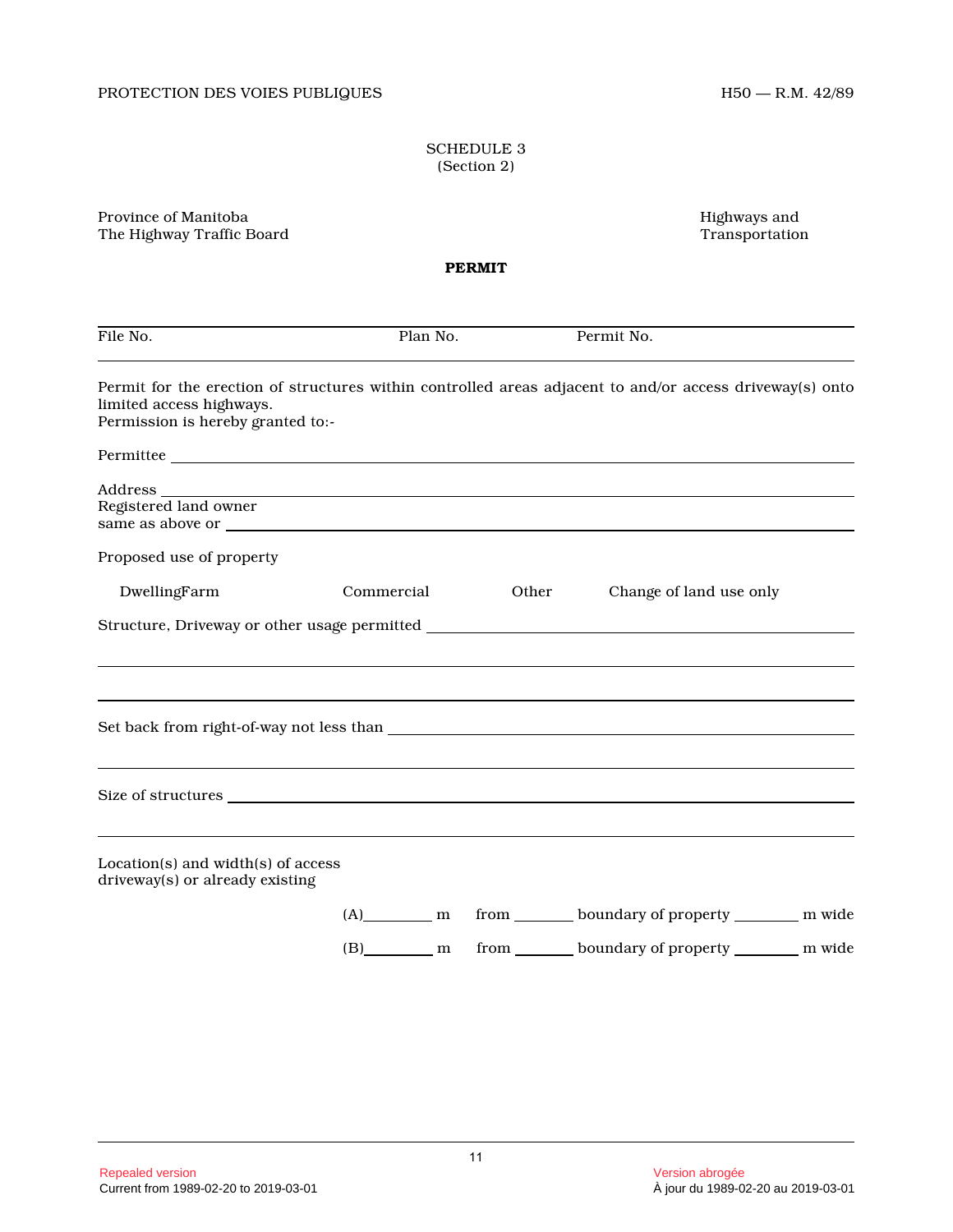SCHEDULE 3
(Section 2)

Province of Manitoba
The Highway Traffic Board

Highways and
Transportation

**PERMIT**

| File No. | Plan No. | Permit No. |
|---|---|---|

Permit for the erection of structures within controlled areas adjacent to and/or access driveway(s) onto limited access highways.
Permission is hereby granted to:-

Permittee ____________________________________________

Address ____________________________________________
Registered land owner
same as above or ____________________________________________

Proposed use of property

DwellingFarm    Commercial    Other    Change of land use only

Structure, Driveway or other usage permitted ____________________________________________

____________________________________________

____________________________________________

Set back from right-of-way not less than ____________________________________________

____________________________________________

Size of structures ____________________________________________

____________________________________________

Location(s) and width(s) of access
driveway(s) or already existing

(A)________ m from _______ boundary of property ________ m wide

(B)________ m from _______ boundary of property ________ m wide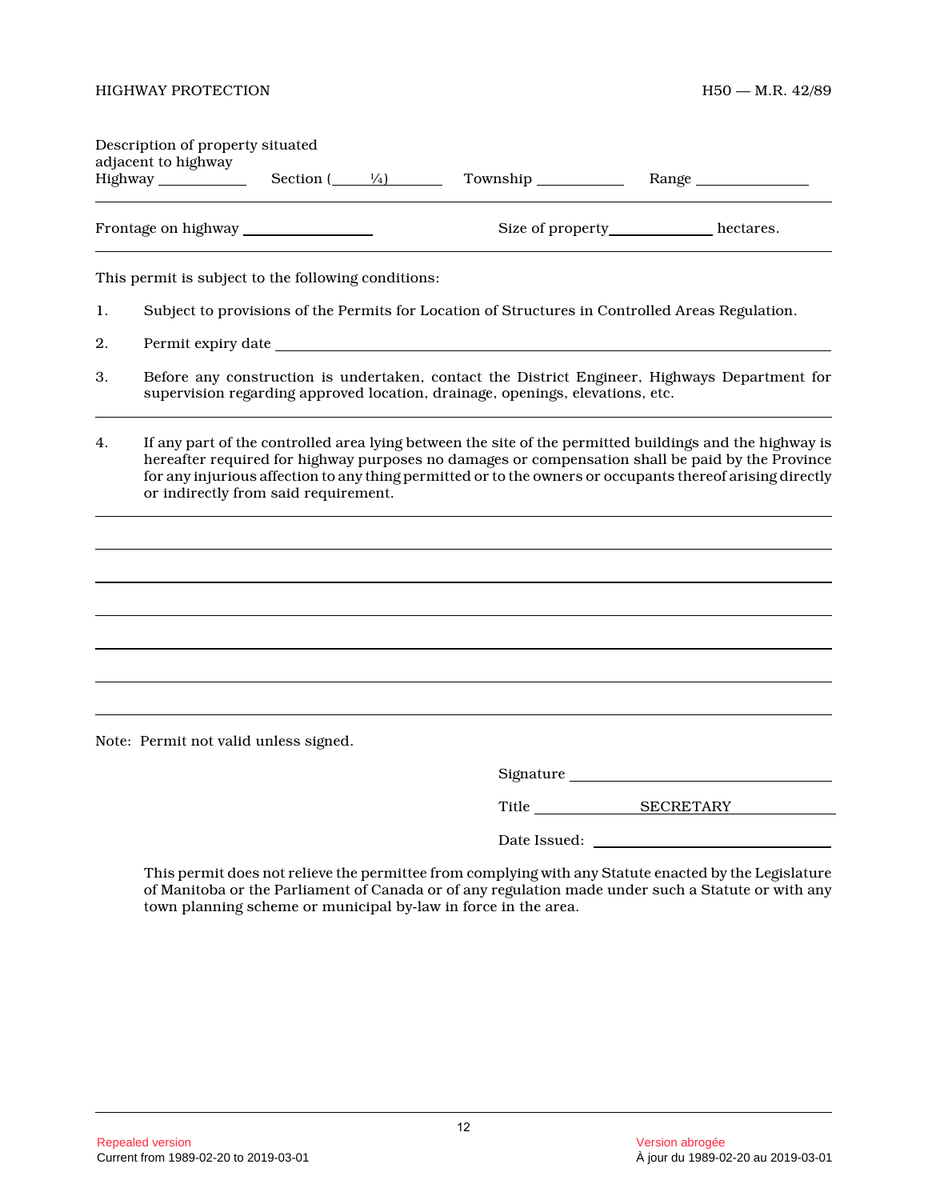Description of property situated adjacent to highway
Highway ___________ Section (_____ ¼)_______ Township ___________ Range ______________

Frontage on highway ________________ Size of property_____________ hectares.

This permit is subject to the following conditions:

1. Subject to provisions of the Permits for Location of Structures in Controlled Areas Regulation.

2. Permit expiry date ______________________________________________________________

3. Before any construction is undertaken, contact the District Engineer, Highways Department for supervision regarding approved location, drainage, openings, elevations, etc.

4. If any part of the controlled area lying between the site of the permitted buildings and the highway is hereafter required for highway purposes no damages or compensation shall be paid by the Province for any injurious affection to any thing permitted or to the owners or occupants thereof arising directly or indirectly from said requirement.

______________________________________________________________________________

______________________________________________________________________________

______________________________________________________________________________

______________________________________________________________________________

______________________________________________________________________________

______________________________________________________________________________

Note: Permit not valid unless signed.

Signature ______________________________

Title _____________ SECRETARY __________

Date Issued: ____________________________

This permit does not relieve the permittee from complying with any Statute enacted by the Legislature of Manitoba or the Parliament of Canada or of any regulation made under such a Statute or with any town planning scheme or municipal by-law in force in the area.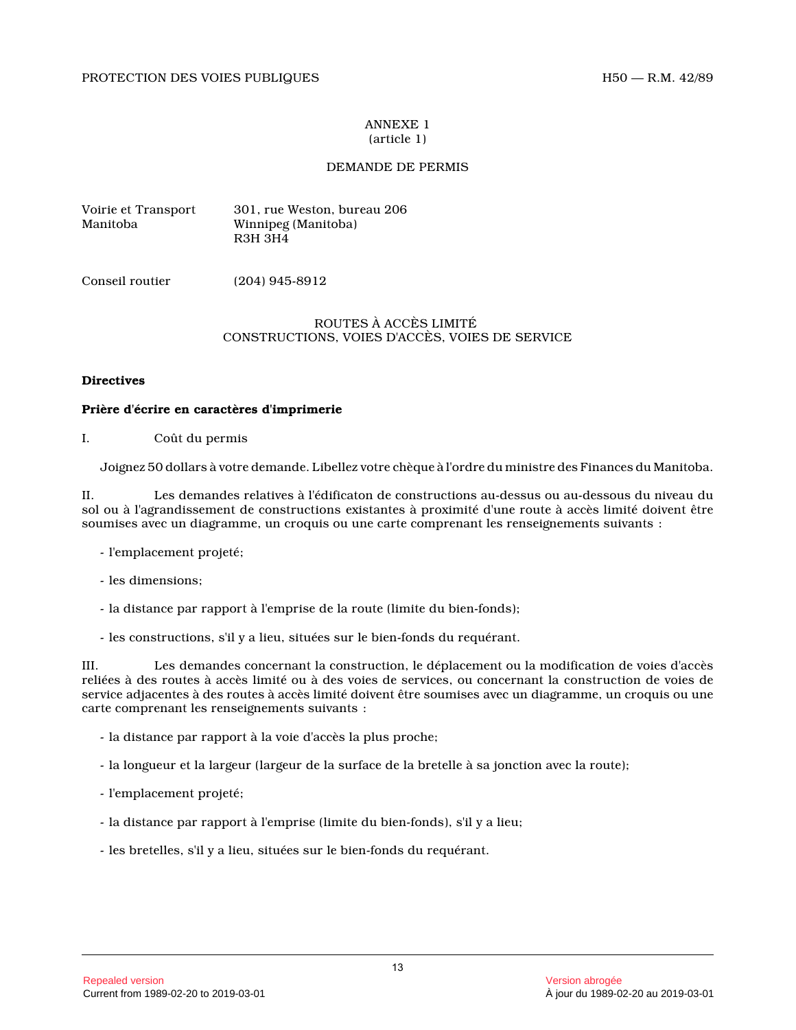ANNEXE 1
(article 1)

DEMANDE DE PERMIS

| | |
|---|---|
| Voirie et Transport Manitoba | 301, rue Weston, bureau 206<br>Winnipeg (Manitoba)<br>R3H 3H4 |
| Conseil routier | (204) 945-8912 |

ROUTES À ACCÈS LIMITÉ
CONSTRUCTIONS, VOIES D'ACCÈS, VOIES DE SERVICE

**Directives**

**Prière d'écrire en caractères d'imprimerie**

I. Coût du permis

Joignez 50 dollars à votre demande. Libellez votre chèque à l'ordre du ministre des Finances du Manitoba.

II. Les demandes relatives à l'édificaton de constructions au-dessus ou au-dessous du niveau du sol ou à l'agrandissement de constructions existantes à proximité d'une route à accès limité doivent être soumises avec un diagramme, un croquis ou une carte comprenant les renseignements suivants :

- l'emplacement projeté;
- les dimensions;
- la distance par rapport à l'emprise de la route (limite du bien-fonds);
- les constructions, s'il y a lieu, situées sur le bien-fonds du requérant.

III. Les demandes concernant la construction, le déplacement ou la modification de voies d'accès reliées à des routes à accès limité ou à des voies de services, ou concernant la construction de voies de service adjacentes à des routes à accès limité doivent être soumises avec un diagramme, un croquis ou une carte comprenant les renseignements suivants :

- la distance par rapport à la voie d'accès la plus proche;
- la longueur et la largeur (largeur de la surface de la bretelle à sa jonction avec la route);
- l'emplacement projeté;
- la distance par rapport à l'emprise (limite du bien-fonds), s'il y a lieu;
- les bretelles, s'il y a lieu, situées sur le bien-fonds du requérant.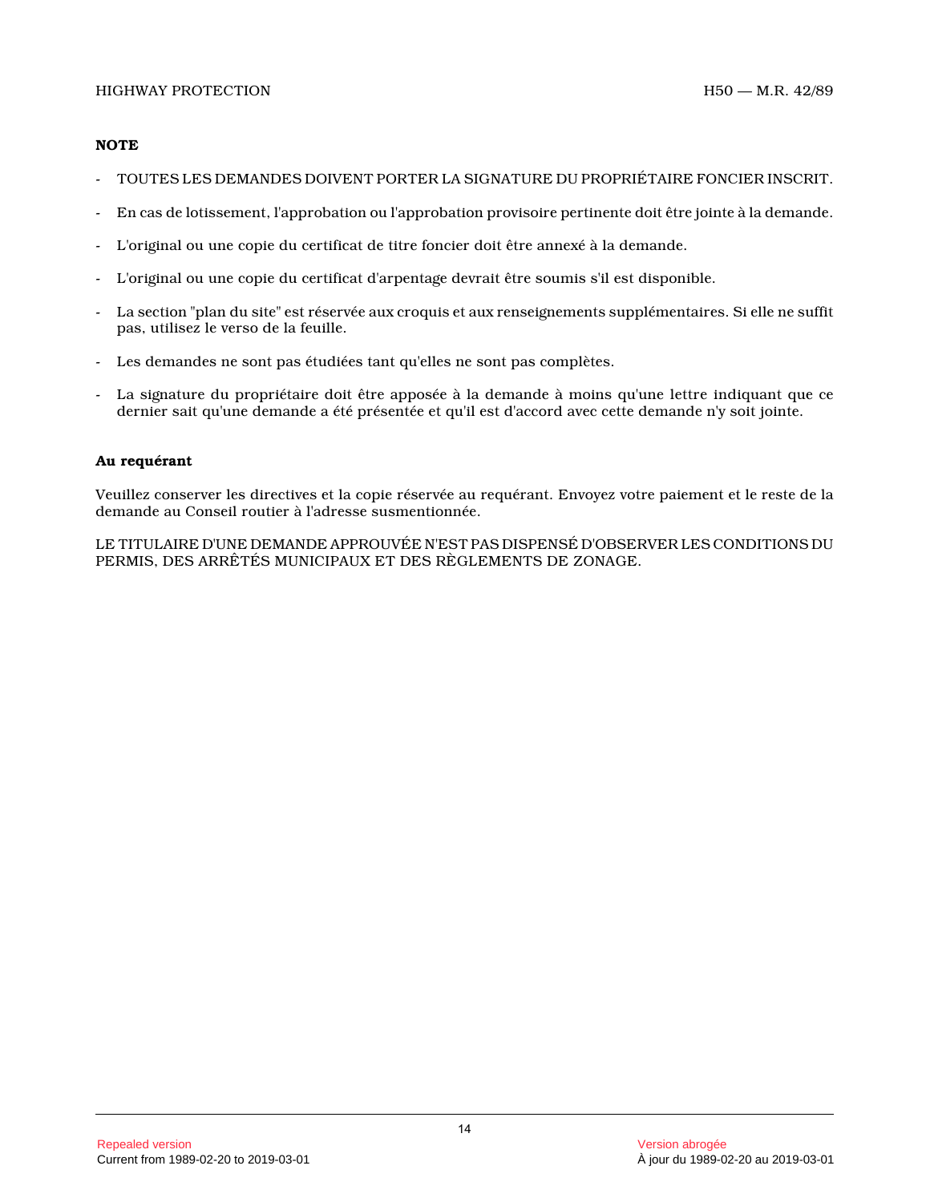**NOTE**

- TOUTES LES DEMANDES DOIVENT PORTER LA SIGNATURE DU PROPRIÉTAIRE FONCIER INSCRIT.
- En cas de lotissement, l'approbation ou l'approbation provisoire pertinente doit être jointe à la demande.
- L'original ou une copie du certificat de titre foncier doit être annexé à la demande.
- L'original ou une copie du certificat d'arpentage devrait être soumis s'il est disponible.
- La section "plan du site" est réservée aux croquis et aux renseignements supplémentaires. Si elle ne suffit pas, utilisez le verso de la feuille.
- Les demandes ne sont pas étudiées tant qu'elles ne sont pas complètes.
- La signature du propriétaire doit être apposée à la demande à moins qu'une lettre indiquant que ce dernier sait qu'une demande a été présentée et qu'il est d'accord avec cette demande n'y soit jointe.

**Au requérant**

Veuillez conserver les directives et la copie réservée au requérant. Envoyez votre paiement et le reste de la demande au Conseil routier à l'adresse susmentionnée.

LE TITULAIRE D'UNE DEMANDE APPROUVÉE N'EST PAS DISPENSÉ D'OBSERVER LES CONDITIONS DU PERMIS, DES ARRÊTÉS MUNICIPAUX ET DES RÈGLEMENTS DE ZONAGE.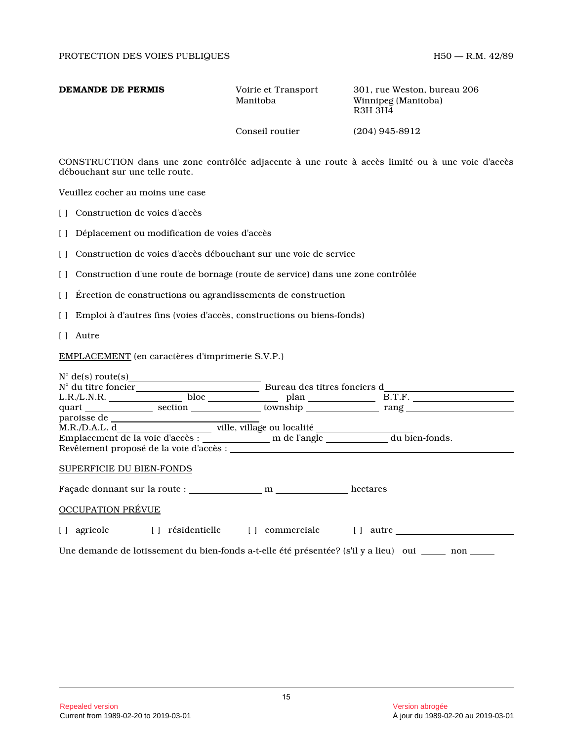**DEMANDE DE PERMIS**

Voirie et Transport Manitoba
301, rue Weston, bureau 206
Winnipeg (Manitoba)
R3H 3H4

Conseil routier (204) 945-8912

CONSTRUCTION dans une zone contrôlée adjacente à une route à accès limité ou à une voie d'accès débouchant sur une telle route.

Veuillez cocher au moins une case

[ ] Construction de voies d'accès

[ ] Déplacement ou modification de voies d'accès

[ ] Construction de voies d'accès débouchant sur une voie de service

[ ] Construction d'une route de bornage (route de service) dans une zone contrôlée

[ ] Érection de constructions ou agrandissements de construction

[ ] Emploi à d'autres fins (voies d'accès, constructions ou biens-fonds)

[ ] Autre

EMPLACEMENT (en caractères d'imprimerie S.V.P.)

N° de(s) route(s)______________________________
N° du titre foncier______________________________ Bureau des titres fonciers d______________________________
L.R./L.N.R. ______________ bloc ______________ plan ______________ B.T.F. ______________________
quart ______________ section ______________ township ______________ rang ______________________
paroisse de ______________________________
M.R./D.A.L. d______________________ ville, village ou localité ______________________
Emplacement de la voie d'accès : ______________ m de l'angle ______________ du bien-fonds.
Revêtement proposé de la voie d'accès : ______________________________________________

SUPERFICIE DU BIEN-FONDS

Façade donnant sur la route : ______________ m ______________ hectares

OCCUPATION PRÉVUE

[ ] agricole [ ] résidentielle [ ] commerciale [ ] autre ______________________

Une demande de lotissement du bien-fonds a-t-elle été présentée? (s'il y a lieu) oui _____ non _____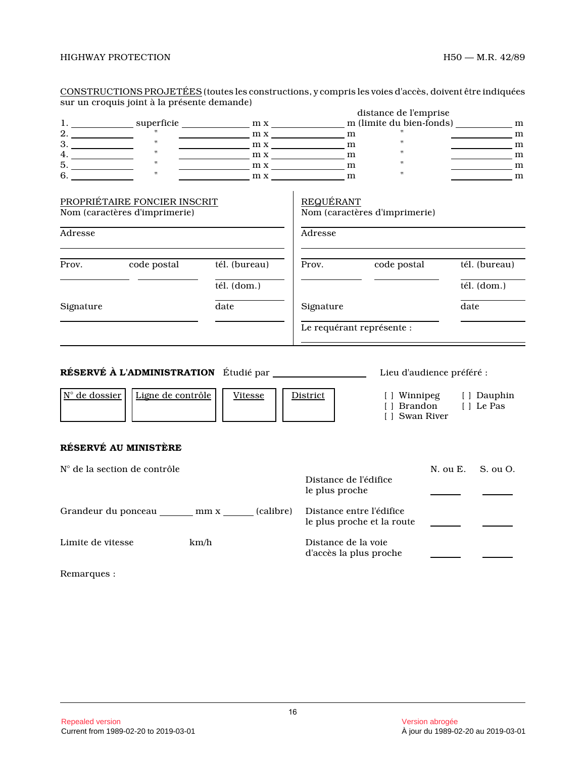CONSTRUCTIONS PROJETÉES (toutes les constructions, y compris les voies d'accès, doivent être indiquées sur un croquis joint à la présente demande)

| | | superficie | | | distance de l'emprise m (limite du bien-fonds) | |
|---|---|---|---|---|---|---|
| 1. | ______ | superficie | ______ m x | ______ m | (limite du bien-fonds) | ______ m |
| 2. | ______ | " | ______ m x | ______ m | " | ______ m |
| 3. | ______ | " | ______ m x | ______ m | " | ______ m |
| 4. | ______ | " | ______ m x | ______ m | " | ______ m |
| 5. | ______ | " | ______ m x | ______ m | " | ______ m |
| 6. | ______ | " | ______ m x | ______ m | " | ______ m |

PROPRIÉTAIRE FONCIER INSCRIT
Nom (caractères d'imprimerie) ______

Adresse ______

Prov. ______ code postal ______ tél. (bureau) ______

tél. (dom.) ______

Signature ______ date ______

REQUÉRANT
Nom (caractères d'imprimerie) ______

Adresse ______

Prov. ______ code postal ______ tél. (bureau) ______

tél. (dom.) ______

Signature ______ date ______

Le requérant représente : ______

**RÉSERVÉ À L'ADMINISTRATION** Étudié par ______

| N° de dossier | Ligne de contrôle | Vitesse | District |
|---|---|---|---|
| | | | |

Lieu d'audience préféré :

[ ] Winnipeg
[ ] Brandon
[ ] Swan River
[ ] Dauphin
[ ] Le Pas

**RÉSERVÉ AU MINISTÈRE**

N° de la section de contrôle

Grandeur du ponceau ______ mm x ______ (calibre)

Limite de vitesse km/h

| | N. ou E. | S. ou O. |
|---|---|---|
| Distance de l'édifice le plus proche | ______ | ______ |
| Distance entre l'édifice le plus proche et la route | ______ | ______ |
| Distance de la voie d'accès la plus proche | ______ | ______ |

Remarques :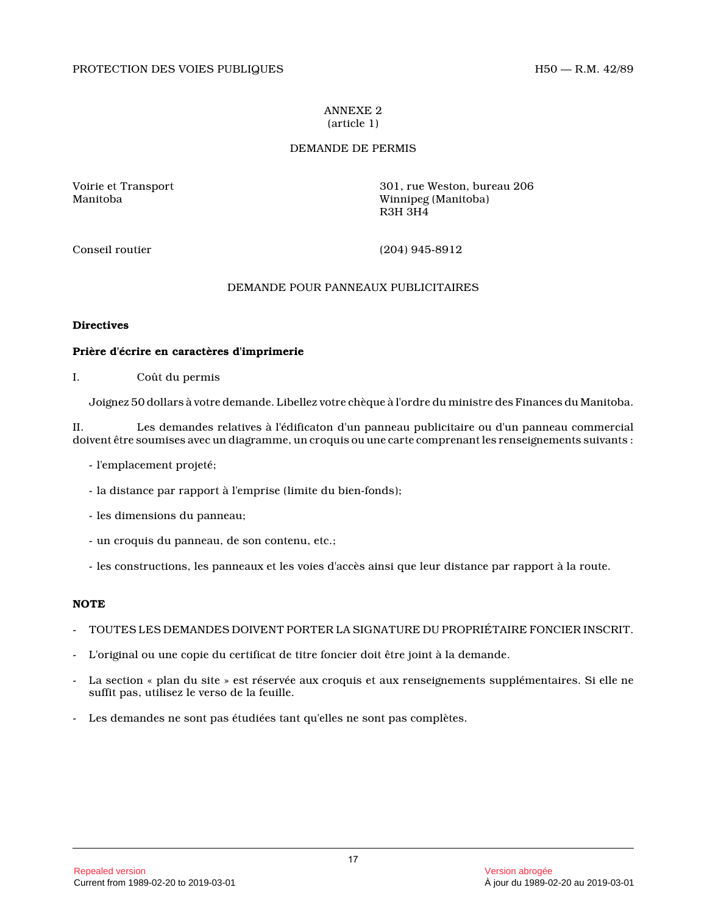## ANNEXE 2
(article 1)

### DEMANDE DE PERMIS

Voirie et Transport
Manitoba

301, rue Weston, bureau 206
Winnipeg (Manitoba)
R3H 3H4

Conseil routier

(204) 945-8912

### DEMANDE POUR PANNEAUX PUBLICITAIRES

**Directives**

**Prière d'écrire en caractères d'imprimerie**

I. Coût du permis

Joignez 50 dollars à votre demande. Libellez votre chèque à l'ordre du ministre des Finances du Manitoba.

II. Les demandes relatives à l'édificaton d'un panneau publicitaire ou d'un panneau commercial doivent être soumises avec un diagramme, un croquis ou une carte comprenant les renseignements suivants :

- l'emplacement projeté;
- la distance par rapport à l'emprise (limite du bien-fonds);
- les dimensions du panneau;
- un croquis du panneau, de son contenu, etc.;
- les constructions, les panneaux et les voies d'accès ainsi que leur distance par rapport à la route.

**NOTE**

- TOUTES LES DEMANDES DOIVENT PORTER LA SIGNATURE DU PROPRIÉTAIRE FONCIER INSCRIT.
- L'original ou une copie du certificat de titre foncier doit être joint à la demande.
- La section « plan du site » est réservée aux croquis et aux renseignements supplémentaires. Si elle ne suffit pas, utilisez le verso de la feuille.
- Les demandes ne sont pas étudiées tant qu'elles ne sont pas complètes.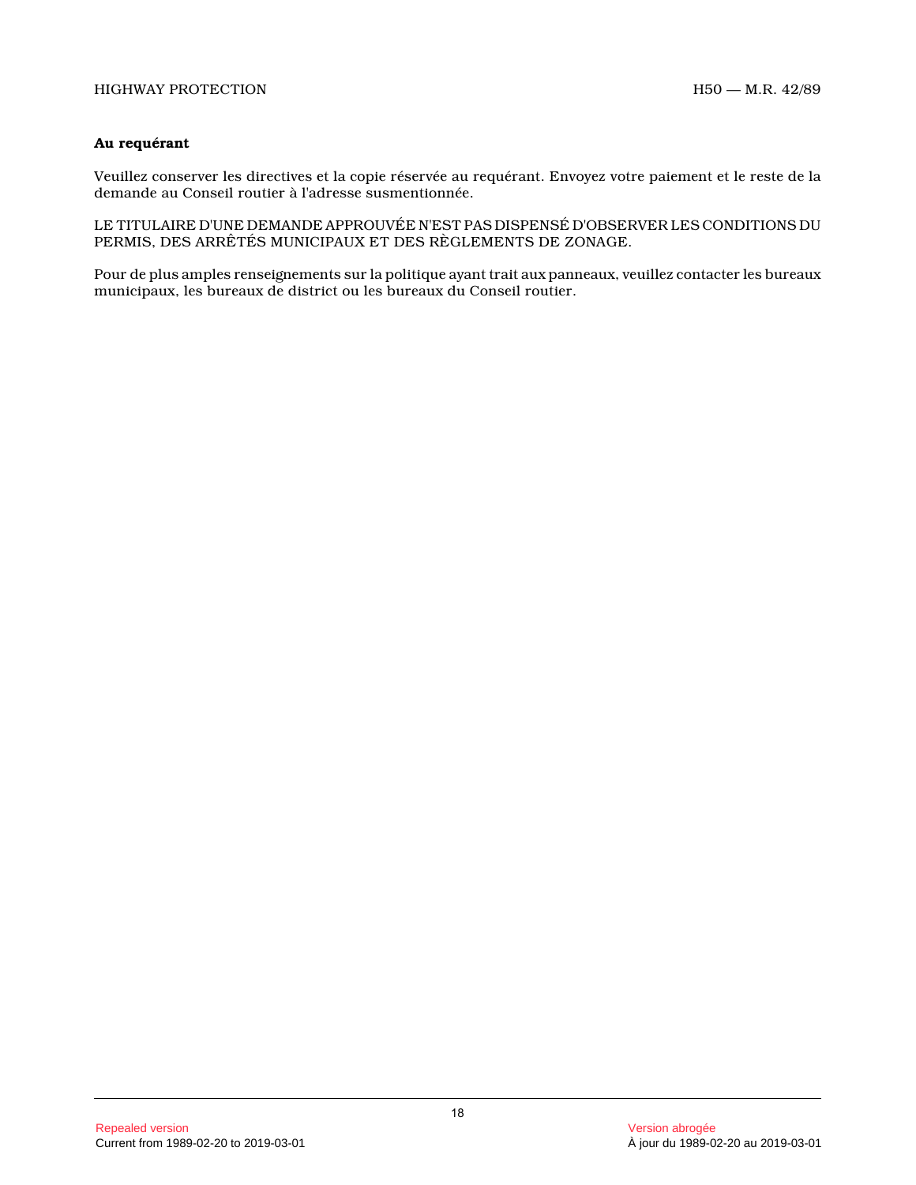**Au requérant**

Veuillez conserver les directives et la copie réservée au requérant. Envoyez votre paiement et le reste de la demande au Conseil routier à l'adresse susmentionnée.

LE TITULAIRE D'UNE DEMANDE APPROUVÉE N'EST PAS DISPENSÉ D'OBSERVER LES CONDITIONS DU PERMIS, DES ARRÊTÉS MUNICIPAUX ET DES RÈGLEMENTS DE ZONAGE.

Pour de plus amples renseignements sur la politique ayant trait aux panneaux, veuillez contacter les bureaux municipaux, les bureaux de district ou les bureaux du Conseil routier.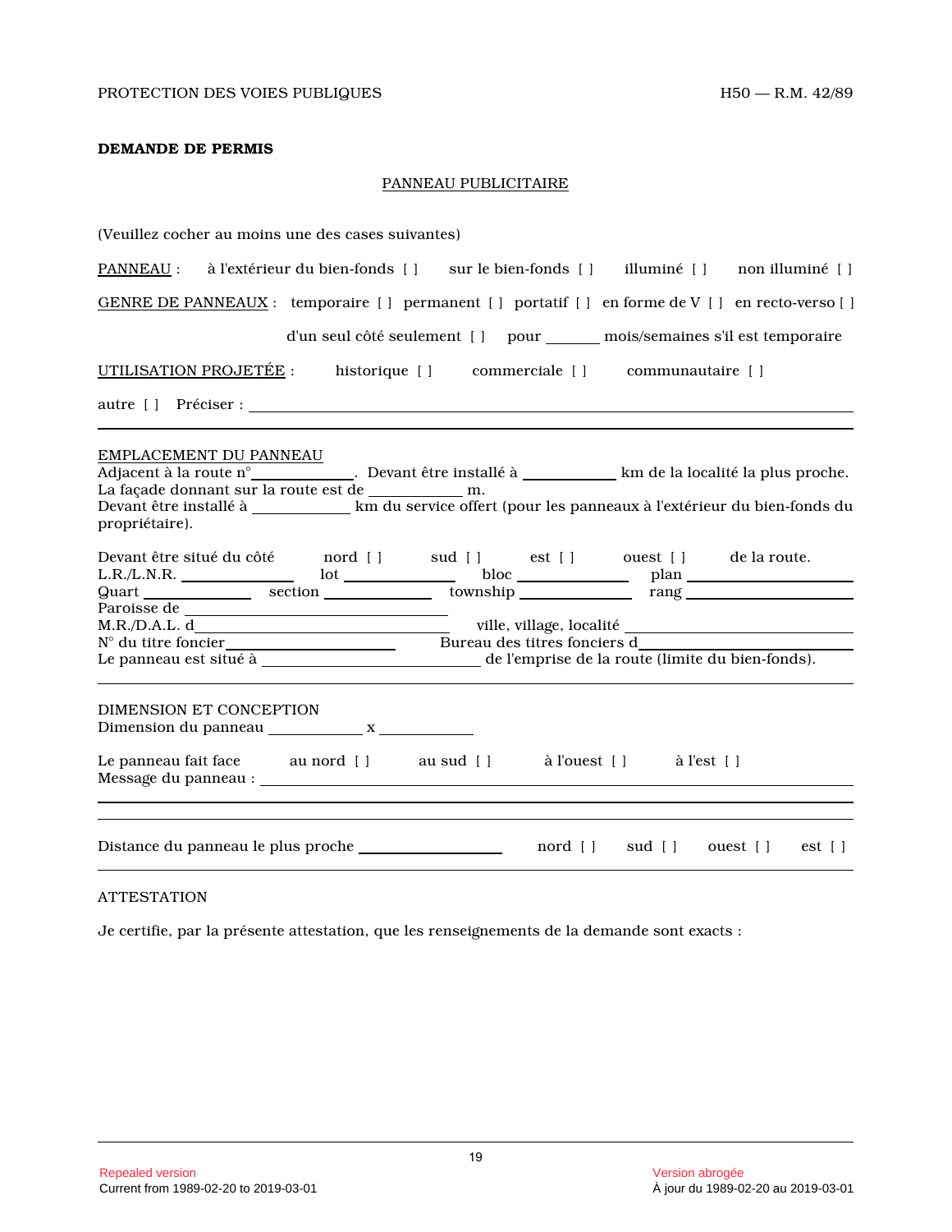**DEMANDE DE PERMIS**

PANNEAU PUBLICITAIRE

(Veuillez cocher au moins une des cases suivantes)

PANNEAU : à l'extérieur du bien-fonds [ ] sur le bien-fonds [ ] illuminé [ ] non illuminé [ ]

GENRE DE PANNEAUX : temporaire [ ] permanent [ ] portatif [ ] en forme de V [ ] en recto-verso [ ] d'un seul côté seulement [ ] pour ______ mois/semaines s'il est temporaire

UTILISATION PROJETÉE : historique [ ] commerciale [ ] communautaire [ ]

autre [ ] Préciser : ______________________________________________

---

EMPLACEMENT DU PANNEAU

Adjacent à la route n° __________. Devant être installé à __________ km de la localité la plus proche.
La façade donnant sur la route est de __________ m.
Devant être installé à __________ km du service offert (pour les panneaux à l'extérieur du bien-fonds du propriétaire).

Devant être situé du côté nord [ ] sud [ ] est [ ] ouest [ ] de la route.
L.R./L.N.R. __________ lot __________ bloc __________ plan __________
Quart __________ section __________ township __________ rang __________
Paroisse de ______________________________
M.R./D.A.L. d______________________________ ville, village, localité ______________________
N° du titre foncier______________________ Bureau des titres fonciers d______________________
Le panneau est situé à ______________________ de l'emprise de la route (limite du bien-fonds).

---

DIMENSION ET CONCEPTION

Dimension du panneau __________ x __________

Le panneau fait face au nord [ ] au sud [ ] à l'ouest [ ] à l'est [ ]
Message du panneau : ______________________________________________

---

Distance du panneau le plus proche ______________ nord [ ] sud [ ] ouest [ ] est [ ]

---

ATTESTATION

Je certifie, par la présente attestation, que les renseignements de la demande sont exacts :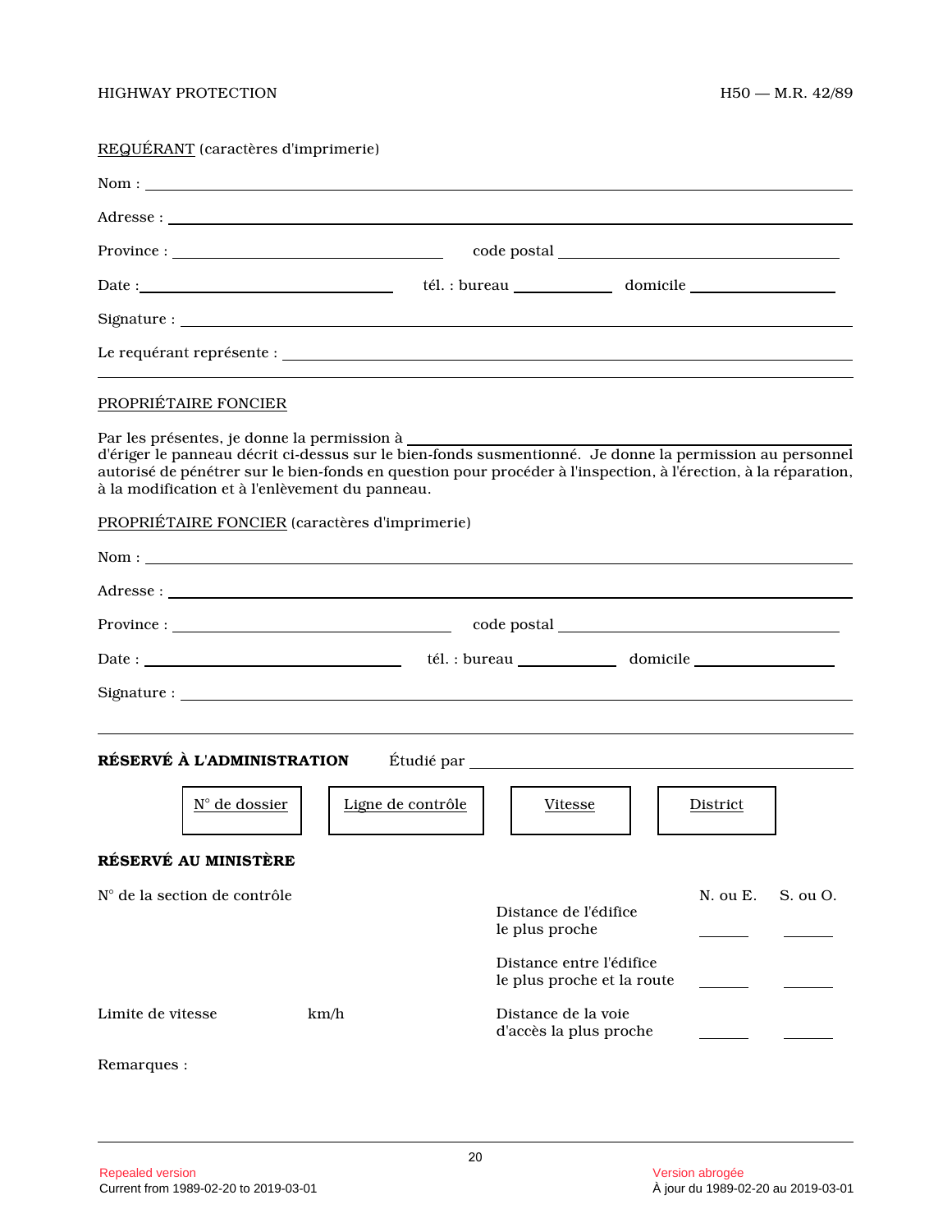REQUÉRANT (caractères d'imprimerie)

Nom : ____________________________________________

Adresse : ____________________________________________

Province : ______________________ code postal ______________________

Date : ______________________ tél. : bureau ____________ domicile ____________

Signature : ____________________________________________

Le requérant représente : ____________________________________________

---

PROPRIÉTAIRE FONCIER

Par les présentes, je donne la permission à ____________________________________________ d'ériger le panneau décrit ci-dessus sur le bien-fonds susmentionné. Je donne la permission au personnel autorisé de pénétrer sur le bien-fonds en question pour procéder à l'inspection, à l'érection, à la réparation, à la modification et à l'enlèvement du panneau.

PROPRIÉTAIRE FONCIER (caractères d'imprimerie)

Nom : ____________________________________________

Adresse : ____________________________________________

Province : ______________________ code postal ______________________

Date : ______________________ tél. : bureau ____________ domicile ____________

Signature : ____________________________________________

---

**RÉSERVÉ À L'ADMINISTRATION** Étudié par ____________________________________________

| N° de dossier | Ligne de contrôle | Vitesse | District |
|---|---|---|---|
| | | | |

**RÉSERVÉ AU MINISTÈRE**

N° de la section de contrôle

| | N. ou E. | S. ou O. |
|---|---|---|
| Distance de l'édifice le plus proche | ______ | ______ |
| Distance entre l'édifice le plus proche et la route | ______ | ______ |
| Distance de la voie d'accès la plus proche | ______ | ______ |

Limite de vitesse km/h

Remarques :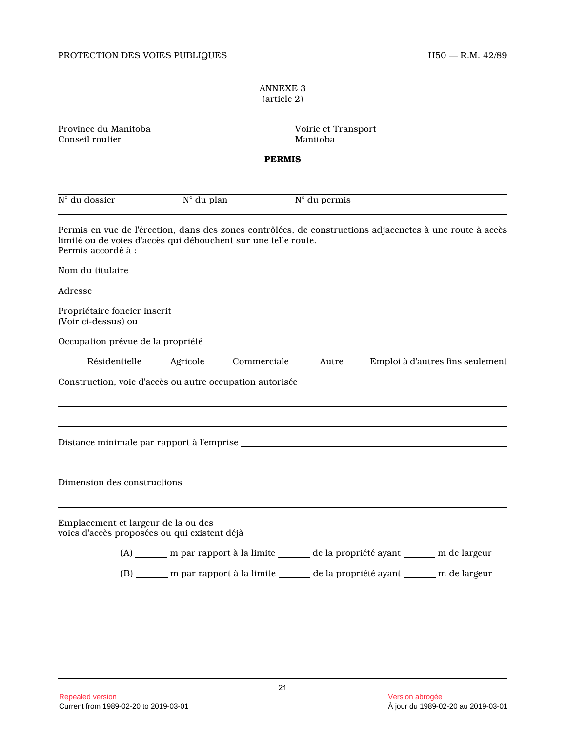ANNEXE 3
(article 2)

Province du Manitoba
Conseil routier

Voirie et Transport
Manitoba

**PERMIS**

N° du dossier N° du plan N° du permis

---

Permis en vue de l'érection, dans des zones contrôlées, de constructions adjacenctes à une route à accès limité ou de voies d'accès qui débouchent sur une telle route.
Permis accordé à :

Nom du titulaire ____________________

Adresse ____________________

Propriétaire foncier inscrit
(Voir ci-dessus) ou ____________________

Occupation prévue de la propriété

Résidentielle Agricole Commerciale Autre Emploi à d'autres fins seulement

Construction, voie d'accès ou autre occupation autorisée ____________________

____________________

____________________

Distance minimale par rapport à l'emprise ____________________

____________________

Dimension des constructions ____________________

____________________

Emplacement et largeur de la ou des
voies d'accès proposées ou qui existent déjà

(A) ______ m par rapport à la limite ______ de la propriété ayant ______ m de largeur

(B) ______ m par rapport à la limite ______ de la propriété ayant ______ m de largeur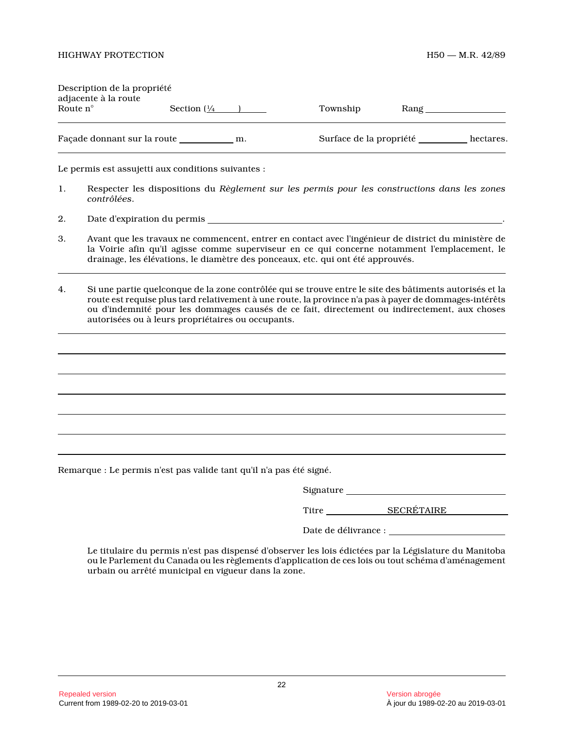Description de la propriété adjacente à la route
Route n° ______ Section (¼ ______ ) ______ Township ______ Rang ______

Façade donnant sur la route ______ m. Surface de la propriété ______ hectares.

Le permis est assujetti aux conditions suivantes :

1. Respecter les dispositions du *Règlement sur les permis pour les constructions dans les zones contrôlées*.

2. Date d'expiration du permis ______.

3. Avant que les travaux ne commencent, entrer en contact avec l'ingénieur de district du ministère de la Voirie afin qu'il agisse comme superviseur en ce qui concerne notamment l'emplacement, le drainage, les élévations, le diamètre des ponceaux, etc. qui ont été approuvés.

4. Si une partie quelconque de la zone contrôlée qui se trouve entre le site des bâtiments autorisés et la route est requise plus tard relativement à une route, la province n'a pas à payer de dommages-intérêts ou d'indemnité pour les dommages causés de ce fait, directement ou indirectement, aux choses autorisées ou à leurs propriétaires ou occupants.

______

______

______

______

______

______

Remarque : Le permis n'est pas valide tant qu'il n'a pas été signé.

Signature ______

Titre ______ SECRÉTAIRE ______

Date de délivrance : ______

Le titulaire du permis n'est pas dispensé d'observer les lois édictées par la Législature du Manitoba ou le Parlement du Canada ou les règlements d'application de ces lois ou tout schéma d'aménagement urbain ou arrêté municipal en vigueur dans la zone.